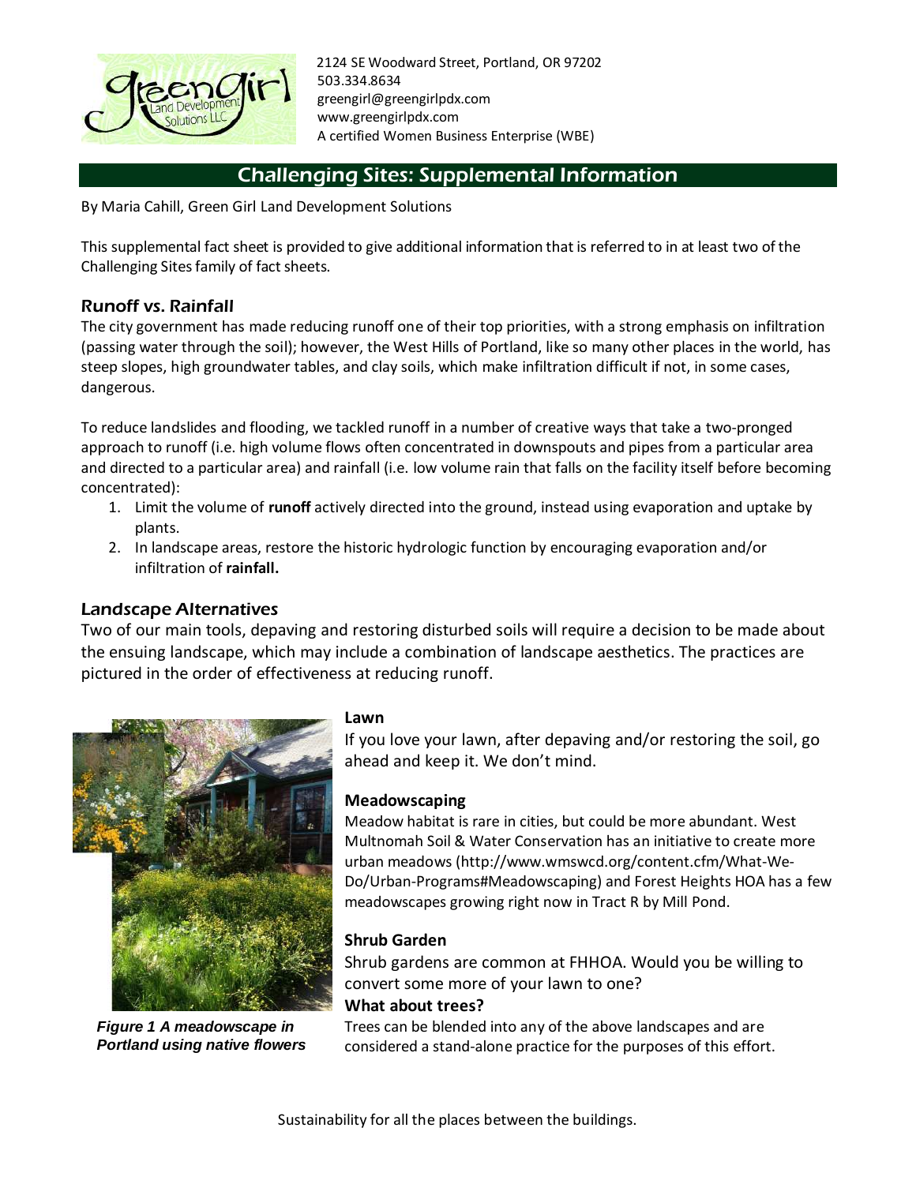2124 SE Woodward Street, Portland, OR 97202
503.334.8634
greengirl@greengirlpdx.com
www.greengirlpdx.com
A certified Women Business Enterprise (WBE)

# Challenging Sites: Supplemental Information

By Maria Cahill, Green Girl Land Development Solutions

This supplemental fact sheet is provided to give additional information that is referred to in at least two of the Challenging Sites family of fact sheets.

## Runoff vs. Rainfall

The city government has made reducing runoff one of their top priorities, with a strong emphasis on infiltration (passing water through the soil); however, the West Hills of Portland, like so many other places in the world, has steep slopes, high groundwater tables, and clay soils, which make infiltration difficult if not, in some cases, dangerous.

To reduce landslides and flooding, we tackled runoff in a number of creative ways that take a two-pronged approach to runoff (i.e. high volume flows often concentrated in downspouts and pipes from a particular area and directed to a particular area) and rainfall (i.e. low volume rain that falls on the facility itself before becoming concentrated):

1. Limit the volume of **runoff** actively directed into the ground, instead using evaporation and uptake by plants.
2. In landscape areas, restore the historic hydrologic function by encouraging evaporation and/or infiltration of **rainfall.**

## Landscape Alternatives

Two of our main tools, depaving and restoring disturbed soils will require a decision to be made about the ensuing landscape, which may include a combination of landscape aesthetics. The practices are pictured in the order of effectiveness at reducing runoff.

***Figure 1 A meadowscape in Portland using native flowers***

**Lawn**

If you love your lawn, after depaving and/or restoring the soil, go ahead and keep it. We don't mind.

**Meadowscaping**

Meadow habitat is rare in cities, but could be more abundant. West Multnomah Soil & Water Conservation has an initiative to create more urban meadows (http://www.wmswcd.org/content.cfm/What-We-Do/Urban-Programs#Meadowscaping) and Forest Heights HOA has a few meadowscapes growing right now in Tract R by Mill Pond.

**Shrub Garden**

Shrub gardens are common at FHHOA. Would you be willing to convert some more of your lawn to one?

**What about trees?**

Trees can be blended into any of the above landscapes and are considered a stand-alone practice for the purposes of this effort.

Sustainability for all the places between the buildings.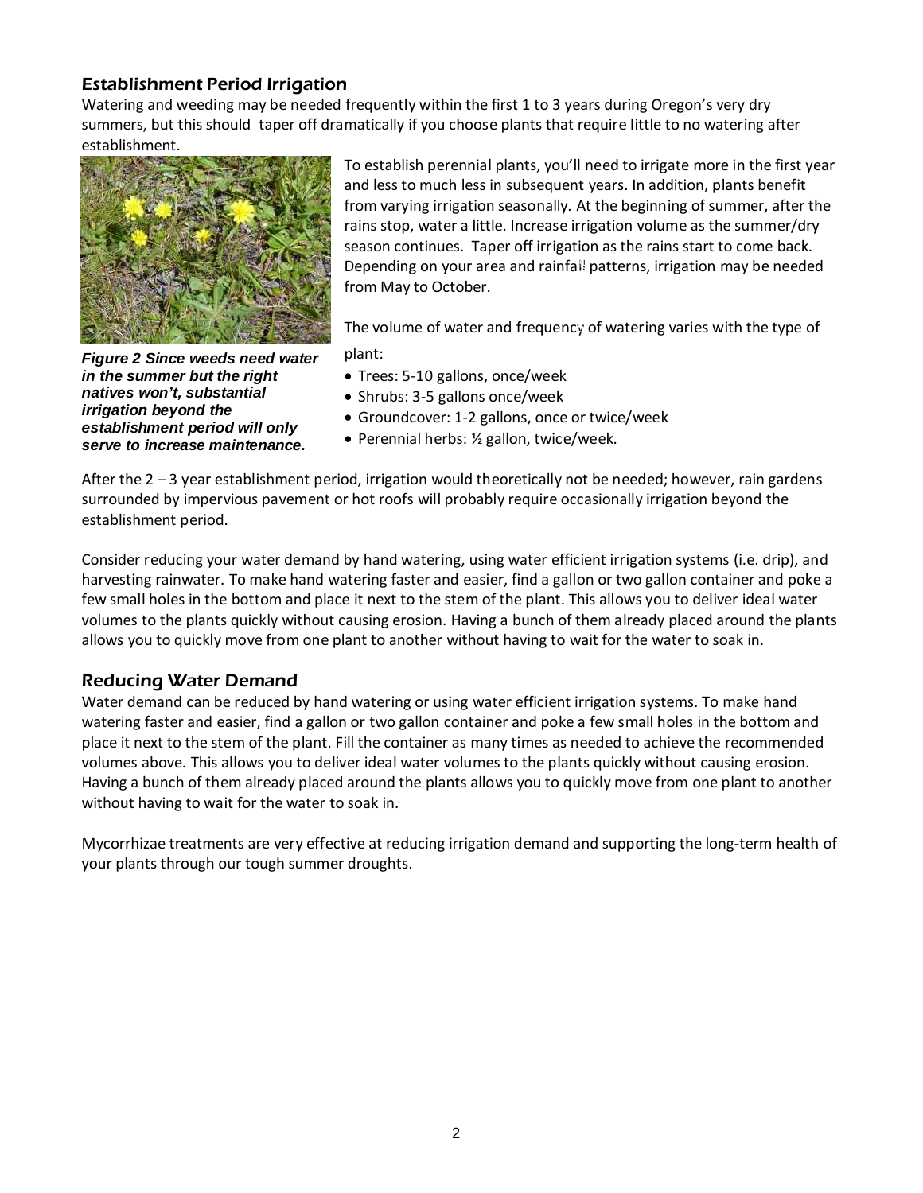## Establishment Period Irrigation

Watering and weeding may be needed frequently within the first 1 to 3 years during Oregon's very dry summers, but this should taper off dramatically if you choose plants that require little to no watering after establishment.

***Figure 2 Since weeds need water in the summer but the right natives won't, substantial irrigation beyond the establishment period will only serve to increase maintenance.***

To establish perennial plants, you'll need to irrigate more in the first year and less to much less in subsequent years. In addition, plants benefit from varying irrigation seasonally. At the beginning of summer, after the rains stop, water a little. Increase irrigation volume as the summer/dry season continues. Taper off irrigation as the rains start to come back. Depending on your area and rainfall patterns, irrigation may be needed from May to October.

The volume of water and frequency of watering varies with the type of plant:

- Trees: 5-10 gallons, once/week
- Shrubs: 3-5 gallons once/week
- Groundcover: 1-2 gallons, once or twice/week
- Perennial herbs: ½ gallon, twice/week.

After the 2 – 3 year establishment period, irrigation would theoretically not be needed; however, rain gardens surrounded by impervious pavement or hot roofs will probably require occasionally irrigation beyond the establishment period.

Consider reducing your water demand by hand watering, using water efficient irrigation systems (i.e. drip), and harvesting rainwater. To make hand watering faster and easier, find a gallon or two gallon container and poke a few small holes in the bottom and place it next to the stem of the plant. This allows you to deliver ideal water volumes to the plants quickly without causing erosion. Having a bunch of them already placed around the plants allows you to quickly move from one plant to another without having to wait for the water to soak in.

## Reducing Water Demand

Water demand can be reduced by hand watering or using water efficient irrigation systems. To make hand watering faster and easier, find a gallon or two gallon container and poke a few small holes in the bottom and place it next to the stem of the plant. Fill the container as many times as needed to achieve the recommended volumes above. This allows you to deliver ideal water volumes to the plants quickly without causing erosion. Having a bunch of them already placed around the plants allows you to quickly move from one plant to another without having to wait for the water to soak in.

Mycorrhizae treatments are very effective at reducing irrigation demand and supporting the long-term health of your plants through our tough summer droughts.